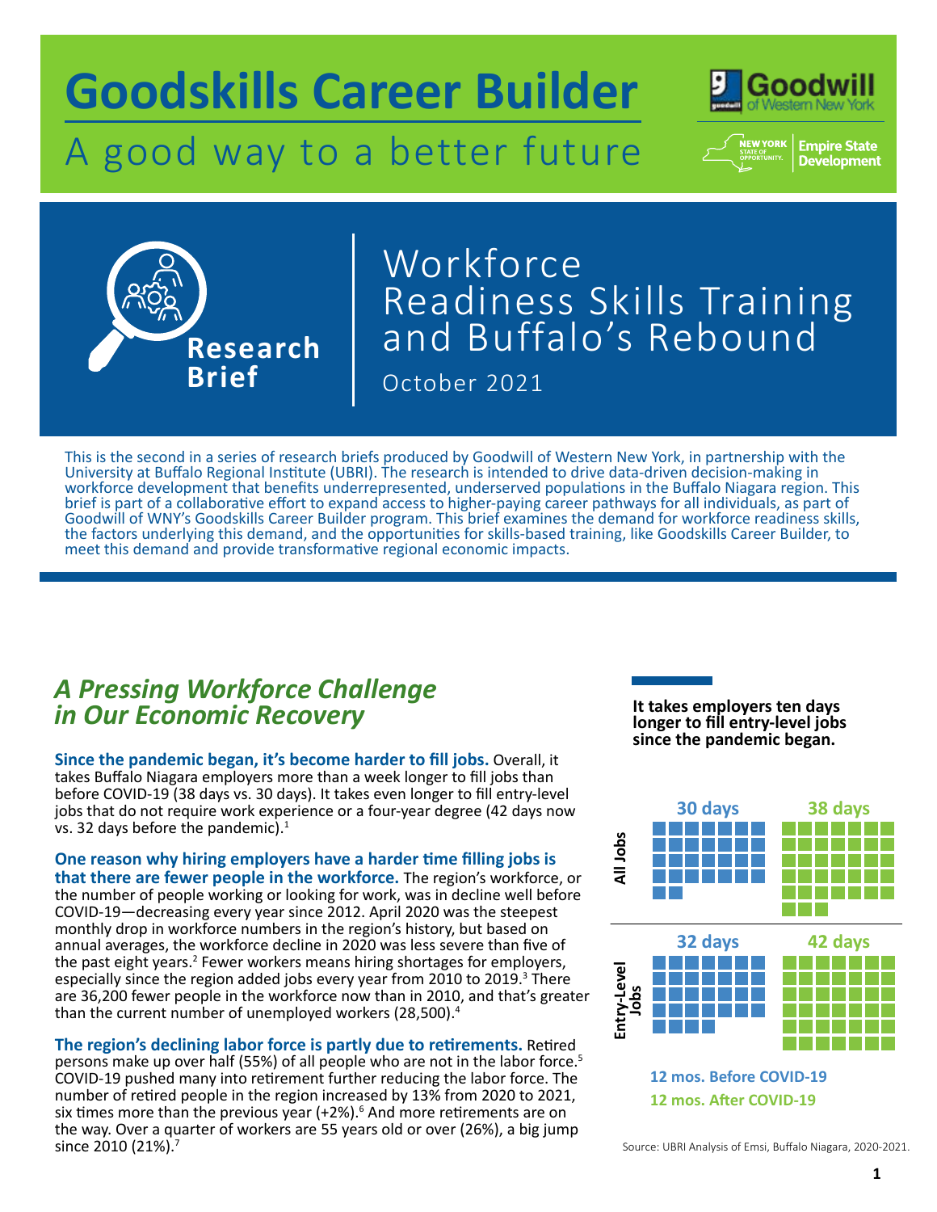# Goodskills Career Builder

A good way to a better future

Goodwill of Western New York

NEW YORK STATE OF OPPORTUNITY. Empire State Development

**Research Brief**

# Workforce Readiness Skills Training and Buffalo's Rebound

October 2021

This is the second in a series of research briefs produced by Goodwill of Western New York, in partnership with the University at Buffalo Regional Institute (UBRI). The research is intended to drive data-driven decision-making in workforce development that benefits underrepresented, underserved populations in the Buffalo Niagara region. This brief is part of a collaborative effort to expand access to higher-paying career pathways for all individuals, as part of Goodwill of WNY's Goodskills Career Builder program. This brief examines the demand for workforce readiness skills, the factors underlying this demand, and the opportunities for skills-based training, like Goodskills Career Builder, to meet this demand and provide transformative regional economic impacts.

## *A Pressing Workforce Challenge in Our Economic Recovery*

**Since the pandemic began, it's become harder to fill jobs.** Overall, it takes Buffalo Niagara employers more than a week longer to fill jobs than before COVID-19 (38 days vs. 30 days). It takes even longer to fill entry-level jobs that do not require work experience or a four-year degree (42 days now vs. 32 days before the pandemic).[1]

**One reason why hiring employers have a harder time filling jobs is that there are fewer people in the workforce.** The region's workforce, or the number of people working or looking for work, was in decline well before COVID-19—decreasing every year since 2012. April 2020 was the steepest monthly drop in workforce numbers in the region's history, but based on annual averages, the workforce decline in 2020 was less severe than five of the past eight years.[2] Fewer workers means hiring shortages for employers, especially since the region added jobs every year from 2010 to 2019.[3] There are 36,200 fewer people in the workforce now than in 2010, and that's greater than the current number of unemployed workers (28,500).[4]

**The region's declining labor force is partly due to retirements.** Retired persons make up over half (55%) of all people who are not in the labor force.[5] COVID-19 pushed many into retirement further reducing the labor force. The number of retired people in the region increased by 13% from 2020 to 2021, six times more than the previous year (+2%).[6] And more retirements are on the way. Over a quarter of workers are 55 years old or over (26%), a big jump since 2010 (21%).[7]

**It takes employers ten days longer to fill entry-level jobs since the pandemic began.**

| | 12 mos. Before COVID-19 | 12 mos. After COVID-19 |
|---|---|---|
| All Jobs | 30 days | 38 days |
| Entry-Level Jobs | 32 days | 42 days |

Source: UBRI Analysis of Emsi, Buffalo Niagara, 2020-2021.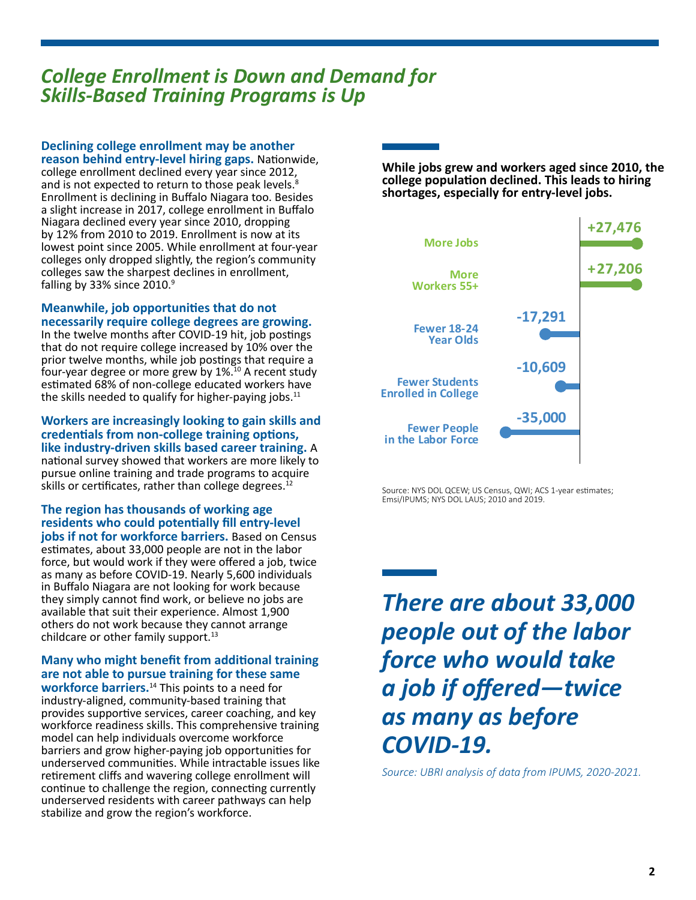## *College Enrollment is Down and Demand for Skills-Based Training Programs is Up*

**Declining college enrollment may be another reason behind entry-level hiring gaps.** Nationwide, college enrollment declined every year since 2012, and is not expected to return to those peak levels.[8] Enrollment is declining in Buffalo Niagara too. Besides a slight increase in 2017, college enrollment in Buffalo Niagara declined every year since 2010, dropping by 12% from 2010 to 2019. Enrollment is now at its lowest point since 2005. While enrollment at four-year colleges only dropped slightly, the region's community colleges saw the sharpest declines in enrollment, falling by 33% since 2010.[9]

**Meanwhile, job opportunities that do not necessarily require college degrees are growing.** In the twelve months after COVID-19 hit, job postings that do not require college increased by 10% over the prior twelve months, while job postings that require a four-year degree or more grew by 1%.[10] A recent study estimated 68% of non-college educated workers have the skills needed to qualify for higher-paying jobs.[11]

**Workers are increasingly looking to gain skills and credentials from non-college training options, like industry-driven skills based career training.** A national survey showed that workers are more likely to pursue online training and trade programs to acquire skills or certificates, rather than college degrees.[12]

**The region has thousands of working age residents who could potentially fill entry-level jobs if not for workforce barriers.** Based on Census estimates, about 33,000 people are not in the labor force, but would work if they were offered a job, twice as many as before COVID-19. Nearly 5,600 individuals in Buffalo Niagara are not looking for work because they simply cannot find work, or believe no jobs are available that suit their experience. Almost 1,900 others do not work because they cannot arrange childcare or other family support.[13]

**Many who might benefit from additional training are not able to pursue training for these same workforce barriers.**[14] This points to a need for industry-aligned, community-based training that provides supportive services, career coaching, and key workforce readiness skills. This comprehensive training model can help individuals overcome workforce barriers and grow higher-paying job opportunities for underserved communities. While intractable issues like retirement cliffs and wavering college enrollment will continue to challenge the region, connecting currently underserved residents with career pathways can help stabilize and grow the region's workforce.

**While jobs grew and workers aged since 2010, the college population declined. This leads to hiring shortages, especially for entry-level jobs.**

| Category | Change |
|---|---|
| More Jobs | +27,476 |
| More Workers 55+ | +27,206 |
| Fewer 18-24 Year Olds | -17,291 |
| Fewer Students Enrolled in College | -10,609 |
| Fewer People in the Labor Force | -35,000 |

Source: NYS DOL QCEW; US Census, QWI; ACS 1-year estimates; Emsi/IPUMS; NYS DOL LAUS; 2010 and 2019.

***There are about 33,000 people out of the labor force who would take a job if offered—twice as many as before COVID-19.***

*Source: UBRI analysis of data from IPUMS, 2020-2021.*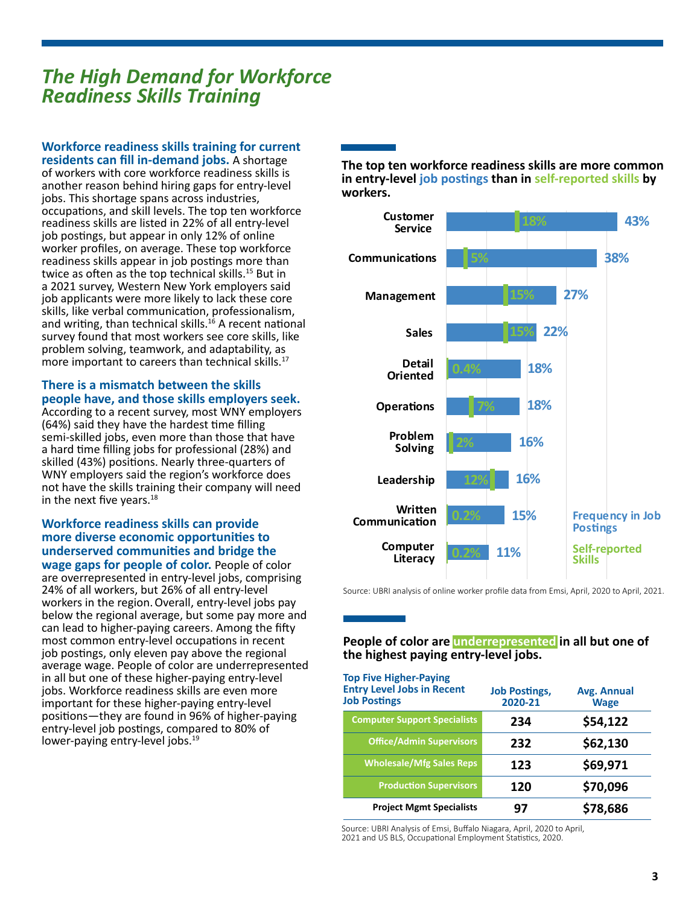## *The High Demand for Workforce Readiness Skills Training*

**Workforce readiness skills training for current residents can fill in-demand jobs.** A shortage of workers with core workforce readiness skills is another reason behind hiring gaps for entry-level jobs. This shortage spans across industries, occupations, and skill levels. The top ten workforce readiness skills are listed in 22% of all entry-level job postings, but appear in only 12% of online worker profiles, on average. These top workforce readiness skills appear in job postings more than twice as often as the top technical skills.[15] But in a 2021 survey, Western New York employers said job applicants were more likely to lack these core skills, like verbal communication, professionalism, and writing, than technical skills.[16] A recent national survey found that most workers see core skills, like problem solving, teamwork, and adaptability, as more important to careers than technical skills.[17]

**There is a mismatch between the skills people have, and those skills employers seek.** According to a recent survey, most WNY employers (64%) said they have the hardest time filling semi-skilled jobs, even more than those that have a hard time filling jobs for professional (28%) and skilled (43%) positions. Nearly three-quarters of WNY employers said the region's workforce does not have the skills training their company will need in the next five years.[18]

**Workforce readiness skills can provide more diverse economic opportunities to underserved communities and bridge the wage gaps for people of color.** People of color are overrepresented in entry-level jobs, comprising 24% of all workers, but 26% of all entry-level workers in the region. Overall, entry-level jobs pay below the regional average, but some pay more and can lead to higher-paying careers. Among the fifty most common entry-level occupations in recent job postings, only eleven pay above the regional average wage. People of color are underrepresented in all but one of these higher-paying entry-level jobs. Workforce readiness skills are even more important for these higher-paying entry-level positions—they are found in 96% of higher-paying entry-level job postings, compared to 80% of lower-paying entry-level jobs.[19]

**The top ten workforce readiness skills are more common in entry-level job postings than in self-reported skills by workers.**

| Skill | Frequency in Job Postings | Self-reported Skills |
|---|---|---|
| Customer Service | 43% | 18% |
| Communications | 38% | 5% |
| Management | 27% | 15% |
| Sales | 22% | 15% |
| Detail Oriented | 18% | 0.4% |
| Operations | 18% | 7% |
| Problem Solving | 16% | 2% |
| Leadership | 16% | 12% |
| Written Communication | 15% | 0.2% |
| Computer Literacy | 11% | 0.2% |

Source: UBRI analysis of online worker profile data from Emsi, April, 2020 to April, 2021.

**People of color are underrepresented in all but one of the highest paying entry-level jobs.**

| Top Five Higher-Paying Entry Level Jobs in Recent Job Postings | Job Postings, 2020-21 | Avg. Annual Wage |
|---|---|---|
| Computer Support Specialists | 234 | $54,122 |
| Office/Admin Supervisors | 232 | $62,130 |
| Wholesale/Mfg Sales Reps | 123 | $69,971 |
| Production Supervisors | 120 | $70,096 |
| Project Mgmt Specialists | 97 | $78,686 |

Source: UBRI Analysis of Emsi, Buffalo Niagara, April, 2020 to April, 2021 and US BLS, Occupational Employment Statistics, 2020.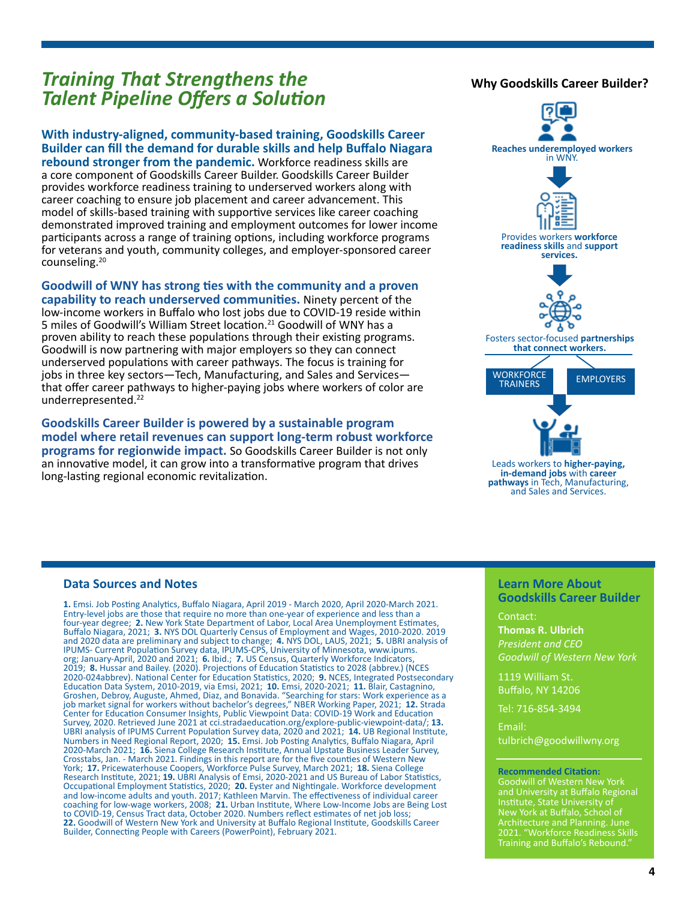# *Training That Strengthens the Talent Pipeline Offers a Solution*

**With industry-aligned, community-based training, Goodskills Career Builder can fill the demand for durable skills and help Buffalo Niagara rebound stronger from the pandemic.** Workforce readiness skills are a core component of Goodskills Career Builder. Goodskills Career Builder provides workforce readiness training to underserved workers along with career coaching to ensure job placement and career advancement. This model of skills-based training with supportive services like career coaching demonstrated improved training and employment outcomes for lower income participants across a range of training options, including workforce programs for veterans and youth, community colleges, and employer-sponsored career counseling.[20]

**Goodwill of WNY has strong ties with the community and a proven capability to reach underserved communities.** Ninety percent of the low-income workers in Buffalo who lost jobs due to COVID-19 reside within 5 miles of Goodwill's William Street location.[21] Goodwill of WNY has a proven ability to reach these populations through their existing programs. Goodwill is now partnering with major employers so they can connect underserved populations with career pathways. The focus is training for jobs in three key sectors—Tech, Manufacturing, and Sales and Services—that offer career pathways to higher-paying jobs where workers of color are underrepresented.[22]

**Goodskills Career Builder is powered by a sustainable program model where retail revenues can support long-term robust workforce programs for regionwide impact.** So Goodskills Career Builder is not only an innovative model, it can grow into a transformative program that drives long-lasting regional economic revitalization.

## Why Goodskills Career Builder?

**Reaches underemployed workers** in WNY.

Provides workers **workforce readiness skills** and **support services.**

Fosters sector-focused **partnerships that connect workers.**

WORKFORCE TRAINERS

EMPLOYERS

Leads workers to **higher-paying, in-demand jobs** with **career pathways** in Tech, Manufacturing, and Sales and Services.

## Data Sources and Notes

**1.** Emsi. Job Posting Analytics, Buffalo Niagara, April 2019 - March 2020, April 2020-March 2021. Entry-level jobs are those that require no more than one-year of experience and less than a four-year degree; **2.** New York State Department of Labor, Local Area Unemployment Estimates, Buffalo Niagara, 2021; **3.** NYS DOL Quarterly Census of Employment and Wages, 2010-2020. 2019 and 2020 data are preliminary and subject to change; **4.** NYS DOL, LAUS, 2021; **5.** UBRI analysis of IPUMS- Current Population Survey data, IPUMS-CPS, University of Minnesota, www.ipums.org; January-April, 2020 and 2021; **6.** Ibid.; **7.** US Census, Quarterly Workforce Indicators, 2019; **8.** Hussar and Bailey. (2020). Projections of Education Statistics to 2028 (abbrev.) (NCES 2020-024abbrev). National Center for Education Statistics, 2020; **9.** NCES, Integrated Postsecondary Education Data System, 2010-2019, via Emsi, 2021; **10.** Emsi, 2020-2021; **11.** Blair, Castagnino, Groshen, Debroy, Auguste, Ahmed, Diaz, and Bonavida. "Searching for stars: Work experience as a job market signal for workers without bachelor's degrees," NBER Working Paper, 2021; **12.** Strada Center for Education Consumer Insights, Public Viewpoint Data: COVID-19 Work and Education Survey, 2020. Retrieved June 2021 at cci.stradaeducation.org/explore-public-viewpoint-data/; **13.** UBRI analysis of IPUMS Current Population Survey data, 2020 and 2021; **14.** UB Regional Institute, Numbers in Need Regional Report, 2020; **15.** Emsi. Job Posting Analytics, Buffalo Niagara, April 2020-March 2021; **16.** Siena College Research Institute, Annual Upstate Business Leader Survey, Crosstabs, Jan. - March 2021. Findings in this report are for the five counties of Western New York; **17.** Pricewaterhouse Coopers, Workforce Pulse Survey, March 2021; **18.** Siena College Research Institute, 2021; **19.** UBRI Analysis of Emsi, 2020-2021 and US Bureau of Labor Statistics, Occupational Employment Statistics, 2020; **20.** Eyster and Nightingale. Workforce development and low-income adults and youth. 2017; Kathleen Marvin. The effectiveness of individual career coaching for low-wage workers, 2008; **21.** Urban Institute, Where Low-Income Jobs are Being Lost to COVID-19, Census Tract data, October 2020. Numbers reflect estimates of net job loss; **22.** Goodwill of Western New York and University at Buffalo Regional Institute, Goodskills Career Builder, Connecting People with Careers (PowerPoint), February 2021.

## Learn More About Goodskills Career Builder

Contact:
**Thomas R. Ulbrich**
*President and CEO*
*Goodwill of Western New York*

1119 William St.
Buffalo, NY 14206

Tel: 716-854-3494

Email:
tulbrich@goodwillwny.org

**Recommended Citation:**
Goodwill of Western New York and University at Buffalo Regional Institute, State University of New York at Buffalo, School of Architecture and Planning. June 2021. "Workforce Readiness Skills Training and Buffalo's Rebound."